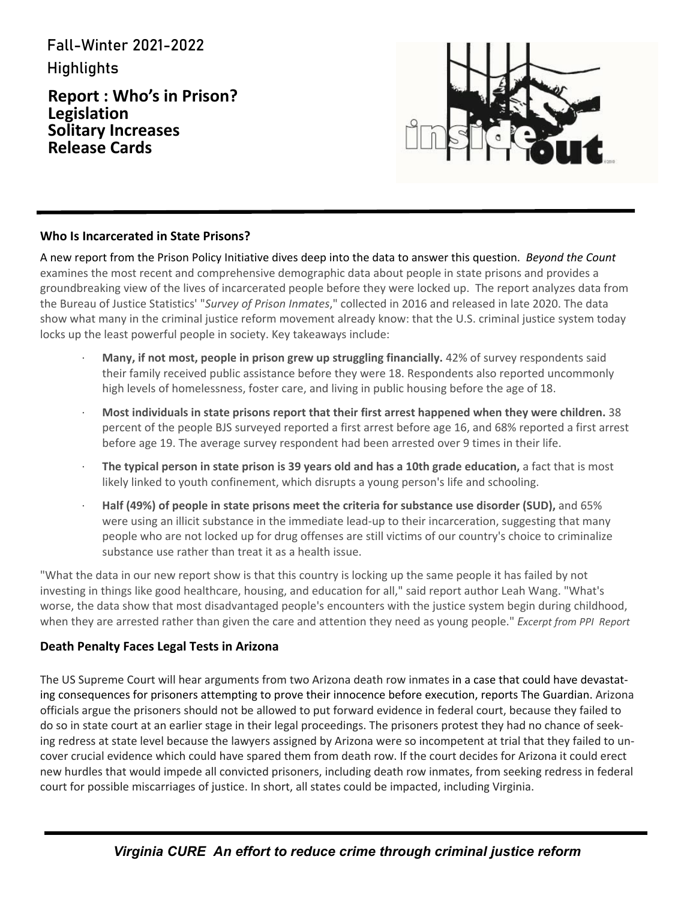Fall-Winter 2021-2022

Highlights

**Report : Who's in Prison?**
**Legislation**
**Solitary Increases**
**Release Cards**

### Who Is Incarcerated in State Prisons?

A new report from the Prison Policy Initiative dives deep into the data to answer this question. *Beyond the Count* examines the most recent and comprehensive demographic data about people in state prisons and provides a groundbreaking view of the lives of incarcerated people before they were locked up. The report analyzes data from the Bureau of Justice Statistics' "*Survey of Prison Inmates*," collected in 2016 and released in late 2020. The data show what many in the criminal justice reform movement already know: that the U.S. criminal justice system today locks up the least powerful people in society. Key takeaways include:

- **Many, if not most, people in prison grew up struggling financially.** 42% of survey respondents said their family received public assistance before they were 18. Respondents also reported uncommonly high levels of homelessness, foster care, and living in public housing before the age of 18.
- **Most individuals in state prisons report that their first arrest happened when they were children.** 38 percent of the people BJS surveyed reported a first arrest before age 16, and 68% reported a first arrest before age 19. The average survey respondent had been arrested over 9 times in their life.
- **The typical person in state prison is 39 years old and has a 10th grade education,** a fact that is most likely linked to youth confinement, which disrupts a young person's life and schooling.
- **Half (49%) of people in state prisons meet the criteria for substance use disorder (SUD),** and 65% were using an illicit substance in the immediate lead-up to their incarceration, suggesting that many people who are not locked up for drug offenses are still victims of our country's choice to criminalize substance use rather than treat it as a health issue.

"What the data in our new report show is that this country is locking up the same people it has failed by not investing in things like good healthcare, housing, and education for all," said report author Leah Wang. "What's worse, the data show that most disadvantaged people's encounters with the justice system begin during childhood, when they are arrested rather than given the care and attention they need as young people." *Excerpt from PPI Report*

### Death Penalty Faces Legal Tests in Arizona

The US Supreme Court will hear arguments from two Arizona death row inmates in a case that could have devastating consequences for prisoners attempting to prove their innocence before execution, reports The Guardian. Arizona officials argue the prisoners should not be allowed to put forward evidence in federal court, because they failed to do so in state court at an earlier stage in their legal proceedings. The prisoners protest they had no chance of seeking redress at state level because the lawyers assigned by Arizona were so incompetent at trial that they failed to uncover crucial evidence which could have spared them from death row. If the court decides for Arizona it could erect new hurdles that would impede all convicted prisoners, including death row inmates, from seeking redress in federal court for possible miscarriages of justice. In short, all states could be impacted, including Virginia.

*Virginia CURE An effort to reduce crime through criminal justice reform*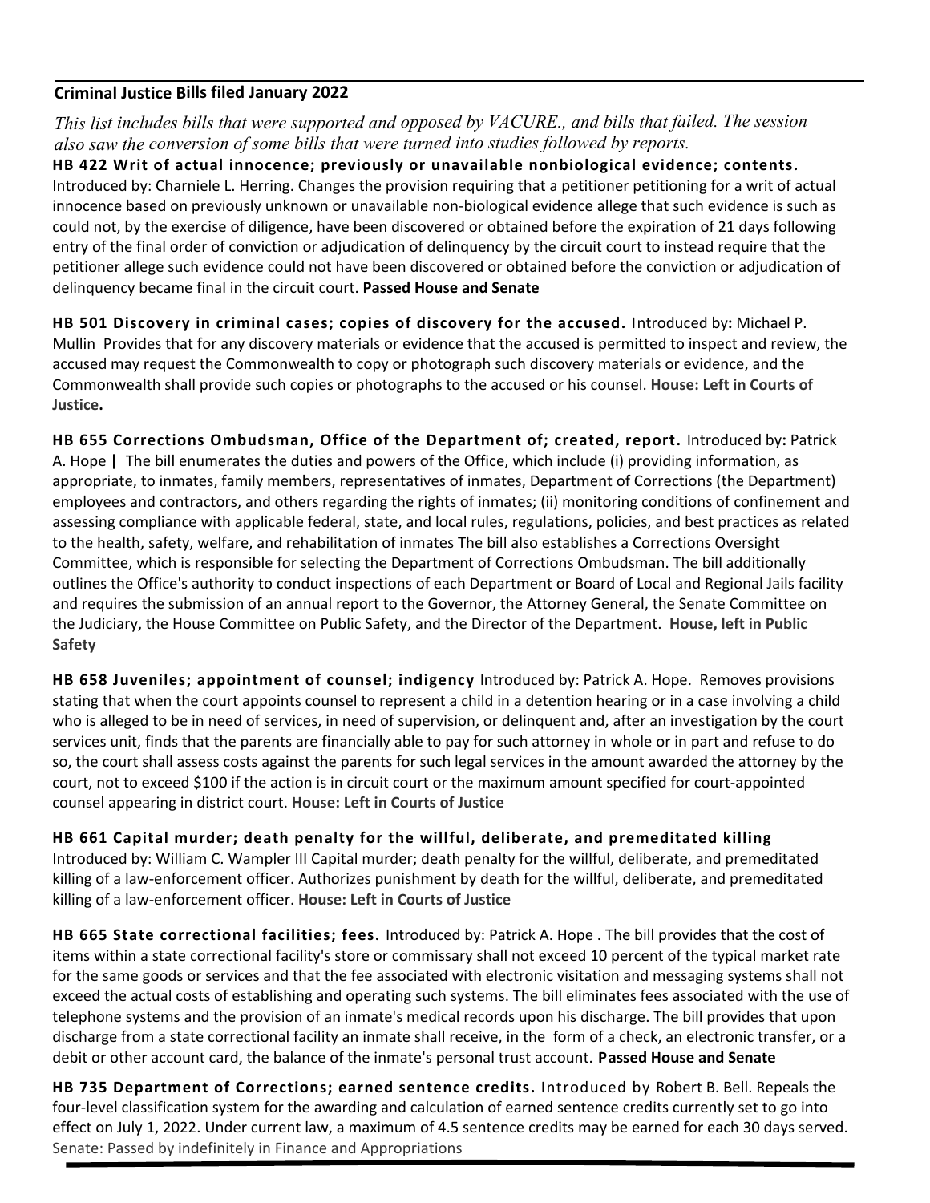## Criminal Justice Bills filed January 2022

*This list includes bills that were supported and opposed by VACURE., and bills that failed. The session also saw the conversion of some bills that were turned into studies followed by reports.*

**HB 422 Writ of actual innocence; previously or unavailable nonbiological evidence; contents.** Introduced by: Charniele L. Herring. Changes the provision requiring that a petitioner petitioning for a writ of actual innocence based on previously unknown or unavailable non-biological evidence allege that such evidence is such as could not, by the exercise of diligence, have been discovered or obtained before the expiration of 21 days following entry of the final order of conviction or adjudication of delinquency by the circuit court to instead require that the petitioner allege such evidence could not have been discovered or obtained before the conviction or adjudication of delinquency became final in the circuit court. **Passed House and Senate**

**HB 501 Discovery in criminal cases; copies of discovery for the accused.** Introduced by**:** Michael P. Mullin Provides that for any discovery materials or evidence that the accused is permitted to inspect and review, the accused may request the Commonwealth to copy or photograph such discovery materials or evidence, and the Commonwealth shall provide such copies or photographs to the accused or his counsel. **House: Left in Courts of Justice.**

**HB 655 Corrections Ombudsman, Office of the Department of; created, report.** Introduced by**:** Patrick A. Hope **|** The bill enumerates the duties and powers of the Office, which include (i) providing information, as appropriate, to inmates, family members, representatives of inmates, Department of Corrections (the Department) employees and contractors, and others regarding the rights of inmates; (ii) monitoring conditions of confinement and assessing compliance with applicable federal, state, and local rules, regulations, policies, and best practices as related to the health, safety, welfare, and rehabilitation of inmates The bill also establishes a Corrections Oversight Committee, which is responsible for selecting the Department of Corrections Ombudsman. The bill additionally outlines the Office's authority to conduct inspections of each Department or Board of Local and Regional Jails facility and requires the submission of an annual report to the Governor, the Attorney General, the Senate Committee on the Judiciary, the House Committee on Public Safety, and the Director of the Department. **House, left in Public Safety**

**HB 658 Juveniles; appointment of counsel; indigency** Introduced by: Patrick A. Hope. Removes provisions stating that when the court appoints counsel to represent a child in a detention hearing or in a case involving a child who is alleged to be in need of services, in need of supervision, or delinquent and, after an investigation by the court services unit, finds that the parents are financially able to pay for such attorney in whole or in part and refuse to do so, the court shall assess costs against the parents for such legal services in the amount awarded the attorney by the court, not to exceed $100 if the action is in circuit court or the maximum amount specified for court-appointed counsel appearing in district court. **House: Left in Courts of Justice**

**HB 661 Capital murder; death penalty for the willful, deliberate, and premeditated killing** Introduced by: William C. Wampler III Capital murder; death penalty for the willful, deliberate, and premeditated killing of a law-enforcement officer. Authorizes punishment by death for the willful, deliberate, and premeditated killing of a law-enforcement officer. **House: Left in Courts of Justice**

**HB 665 State correctional facilities; fees.** Introduced by: Patrick A. Hope . The bill provides that the cost of items within a state correctional facility's store or commissary shall not exceed 10 percent of the typical market rate for the same goods or services and that the fee associated with electronic visitation and messaging systems shall not exceed the actual costs of establishing and operating such systems. The bill eliminates fees associated with the use of telephone systems and the provision of an inmate's medical records upon his discharge. The bill provides that upon discharge from a state correctional facility an inmate shall receive, in the form of a check, an electronic transfer, or a debit or other account card, the balance of the inmate's personal trust account. **Passed House and Senate**

**HB 735 Department of Corrections; earned sentence credits.** Introduced by Robert B. Bell. Repeals the four-level classification system for the awarding and calculation of earned sentence credits currently set to go into effect on July 1, 2022. Under current law, a maximum of 4.5 sentence credits may be earned for each 30 days served. Senate: Passed by indefinitely in Finance and Appropriations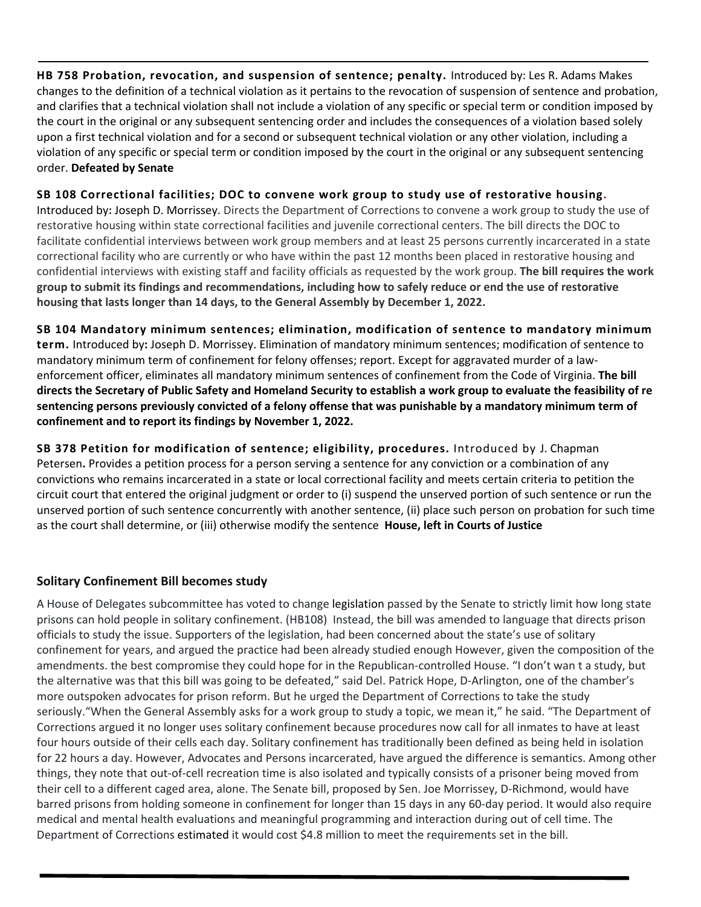**HB 758 Probation, revocation, and suspension of sentence; penalty.** Introduced by: Les R. Adams Makes changes to the definition of a technical violation as it pertains to the revocation of suspension of sentence and probation, and clarifies that a technical violation shall not include a violation of any specific or special term or condition imposed by the court in the original or any subsequent sentencing order and includes the consequences of a violation based solely upon a first technical violation and for a second or subsequent technical violation or any other violation, including a violation of any specific or special term or condition imposed by the court in the original or any subsequent sentencing order. **Defeated by Senate**

**SB 108 Correctional facilities; DOC to convene work group to study use of restorative housing.** Introduced by: Joseph D. Morrissey. Directs the Department of Corrections to convene a work group to study the use of restorative housing within state correctional facilities and juvenile correctional centers. The bill directs the DOC to facilitate confidential interviews between work group members and at least 25 persons currently incarcerated in a state correctional facility who are currently or who have within the past 12 months been placed in restorative housing and confidential interviews with existing staff and facility officials as requested by the work group. **The bill requires the work group to submit its findings and recommendations, including how to safely reduce or end the use of restorative housing that lasts longer than 14 days, to the General Assembly by December 1, 2022.**

**SB 104 Mandatory minimum sentences; elimination, modification of sentence to mandatory minimum term.** Introduced by: Joseph D. Morrissey. Elimination of mandatory minimum sentences; modification of sentence to mandatory minimum term of confinement for felony offenses; report. Except for aggravated murder of a law-enforcement officer, eliminates all mandatory minimum sentences of confinement from the Code of Virginia. **The bill directs the Secretary of Public Safety and Homeland Security to establish a work group to evaluate the feasibility of re sentencing persons previously convicted of a felony offense that was punishable by a mandatory minimum term of confinement and to report its findings by November 1, 2022.**

**SB 378 Petition for modification of sentence; eligibility, procedures.** Introduced by J. Chapman Petersen. Provides a petition process for a person serving a sentence for any conviction or a combination of any convictions who remains incarcerated in a state or local correctional facility and meets certain criteria to petition the circuit court that entered the original judgment or order to (i) suspend the unserved portion of such sentence or run the unserved portion of such sentence concurrently with another sentence, (ii) place such person on probation for such time as the court shall determine, or (iii) otherwise modify the sentence **House, left in Courts of Justice**

## Solitary Confinement Bill becomes study

A House of Delegates subcommittee has voted to change legislation passed by the Senate to strictly limit how long state prisons can hold people in solitary confinement. (HB108) Instead, the bill was amended to language that directs prison officials to study the issue. Supporters of the legislation, had been concerned about the state's use of solitary confinement for years, and argued the practice had been already studied enough However, given the composition of the amendments. the best compromise they could hope for in the Republican-controlled House. "I don't wan t a study, but the alternative was that this bill was going to be defeated," said Del. Patrick Hope, D-Arlington, one of the chamber's more outspoken advocates for prison reform. But he urged the Department of Corrections to take the study seriously."When the General Assembly asks for a work group to study a topic, we mean it," he said. "The Department of Corrections argued it no longer uses solitary confinement because procedures now call for all inmates to have at least four hours outside of their cells each day. Solitary confinement has traditionally been defined as being held in isolation for 22 hours a day. However, Advocates and Persons incarcerated, have argued the difference is semantics. Among other things, they note that out-of-cell recreation time is also isolated and typically consists of a prisoner being moved from their cell to a different caged area, alone. The Senate bill, proposed by Sen. Joe Morrissey, D-Richmond, would have barred prisons from holding someone in confinement for longer than 15 days in any 60-day period. It would also require medical and mental health evaluations and meaningful programming and interaction during out of cell time. The Department of Corrections estimated it would cost $4.8 million to meet the requirements set in the bill.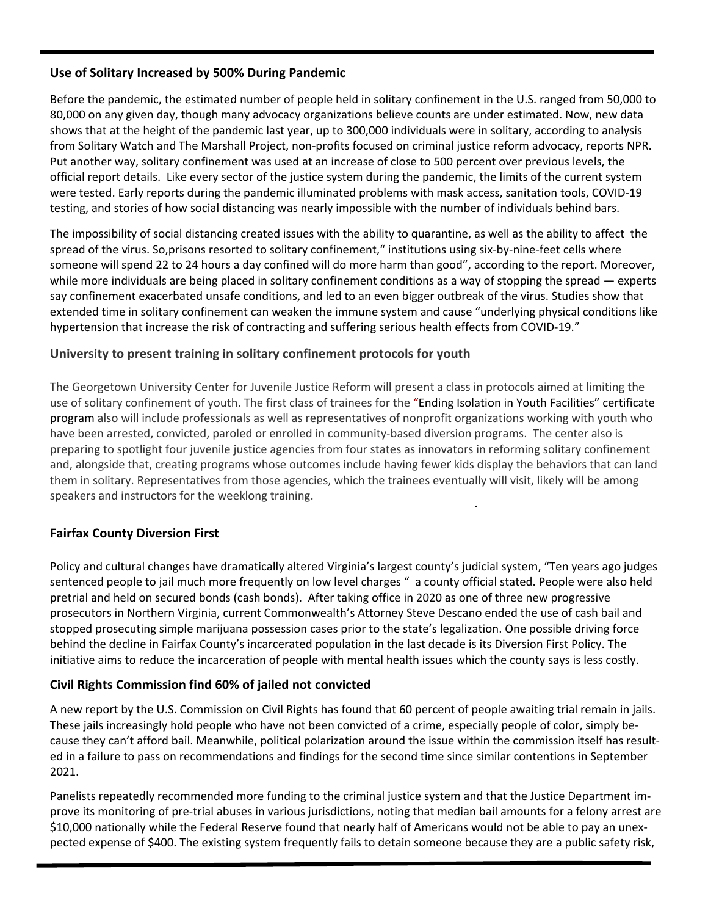### Use of Solitary Increased by 500% During Pandemic

Before the pandemic, the estimated number of people held in solitary confinement in the U.S. ranged from 50,000 to 80,000 on any given day, though many advocacy organizations believe counts are under estimated. Now, new data shows that at the height of the pandemic last year, up to 300,000 individuals were in solitary, according to analysis from Solitary Watch and The Marshall Project, non-profits focused on criminal justice reform advocacy, reports NPR. Put another way, solitary confinement was used at an increase of close to 500 percent over previous levels, the official report details. Like every sector of the justice system during the pandemic, the limits of the current system were tested. Early reports during the pandemic illuminated problems with mask access, sanitation tools, COVID-19 testing, and stories of how social distancing was nearly impossible with the number of individuals behind bars.

The impossibility of social distancing created issues with the ability to quarantine, as well as the ability to affect the spread of the virus. So,prisons resorted to solitary confinement," institutions using six-by-nine-feet cells where someone will spend 22 to 24 hours a day confined will do more harm than good", according to the report. Moreover, while more individuals are being placed in solitary confinement conditions as a way of stopping the spread — experts say confinement exacerbated unsafe conditions, and led to an even bigger outbreak of the virus. Studies show that extended time in solitary confinement can weaken the immune system and cause "underlying physical conditions like hypertension that increase the risk of contracting and suffering serious health effects from COVID-19."

### University to present training in solitary confinement protocols for youth

The Georgetown University Center for Juvenile Justice Reform will present a class in protocols aimed at limiting the use of solitary confinement of youth. The first class of trainees for the "Ending Isolation in Youth Facilities" certificate program also will include professionals as well as representatives of nonprofit organizations working with youth who have been arrested, convicted, paroled or enrolled in community-based diversion programs. The center also is preparing to spotlight four juvenile justice agencies from four states as innovators in reforming solitary confinement and, alongside that, creating programs whose outcomes include having fewer kids display the behaviors that can land them in solitary. Representatives from those agencies, which the trainees eventually will visit, likely will be among speakers and instructors for the weeklong training.

### Fairfax County Diversion First

Policy and cultural changes have dramatically altered Virginia's largest county's judicial system, "Ten years ago judges sentenced people to jail much more frequently on low level charges " a county official stated. People were also held pretrial and held on secured bonds (cash bonds). After taking office in 2020 as one of three new progressive prosecutors in Northern Virginia, current Commonwealth's Attorney Steve Descano ended the use of cash bail and stopped prosecuting simple marijuana possession cases prior to the state's legalization. One possible driving force behind the decline in Fairfax County's incarcerated population in the last decade is its Diversion First Policy. The initiative aims to reduce the incarceration of people with mental health issues which the county says is less costly.

### Civil Rights Commission find 60% of jailed not convicted

A new report by the U.S. Commission on Civil Rights has found that 60 percent of people awaiting trial remain in jails. These jails increasingly hold people who have not been convicted of a crime, especially people of color, simply because they can't afford bail. Meanwhile, political polarization around the issue within the commission itself has resulted in a failure to pass on recommendations and findings for the second time since similar contentions in September 2021.

Panelists repeatedly recommended more funding to the criminal justice system and that the Justice Department improve its monitoring of pre-trial abuses in various jurisdictions, noting that median bail amounts for a felony arrest are $10,000 nationally while the Federal Reserve found that nearly half of Americans would not be able to pay an unexpected expense of $400. The existing system frequently fails to detain someone because they are a public safety risk,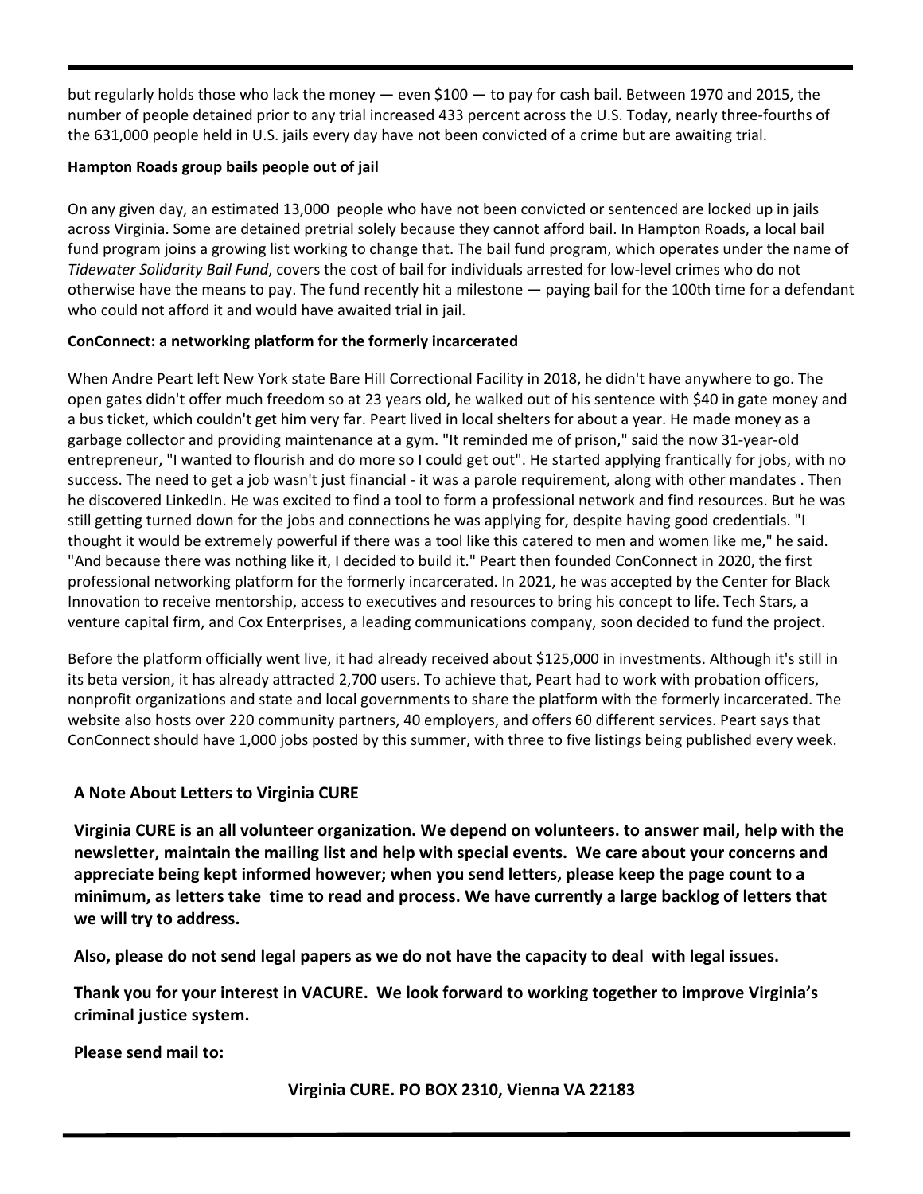but regularly holds those who lack the money — even $100 — to pay for cash bail. Between 1970 and 2015, the number of people detained prior to any trial increased 433 percent across the U.S. Today, nearly three-fourths of the 631,000 people held in U.S. jails every day have not been convicted of a crime but are awaiting trial.

**Hampton Roads group bails people out of jail**

On any given day, an estimated 13,000 people who have not been convicted or sentenced are locked up in jails across Virginia. Some are detained pretrial solely because they cannot afford bail. In Hampton Roads, a local bail fund program joins a growing list working to change that. The bail fund program, which operates under the name of *Tidewater Solidarity Bail Fund*, covers the cost of bail for individuals arrested for low-level crimes who do not otherwise have the means to pay. The fund recently hit a milestone — paying bail for the 100th time for a defendant who could not afford it and would have awaited trial in jail.

**ConConnect: a networking platform for the formerly incarcerated**

When Andre Peart left New York state Bare Hill Correctional Facility in 2018, he didn't have anywhere to go. The open gates didn't offer much freedom so at 23 years old, he walked out of his sentence with $40 in gate money and a bus ticket, which couldn't get him very far. Peart lived in local shelters for about a year. He made money as a garbage collector and providing maintenance at a gym. "It reminded me of prison," said the now 31-year-old entrepreneur, "I wanted to flourish and do more so I could get out". He started applying frantically for jobs, with no success. The need to get a job wasn't just financial - it was a parole requirement, along with other mandates . Then he discovered LinkedIn. He was excited to find a tool to form a professional network and find resources. But he was still getting turned down for the jobs and connections he was applying for, despite having good credentials. "I thought it would be extremely powerful if there was a tool like this catered to men and women like me," he said. "And because there was nothing like it, I decided to build it." Peart then founded ConConnect in 2020, the first professional networking platform for the formerly incarcerated. In 2021, he was accepted by the Center for Black Innovation to receive mentorship, access to executives and resources to bring his concept to life. Tech Stars, a venture capital firm, and Cox Enterprises, a leading communications company, soon decided to fund the project.

Before the platform officially went live, it had already received about $125,000 in investments. Although it's still in its beta version, it has already attracted 2,700 users. To achieve that, Peart had to work with probation officers, nonprofit organizations and state and local governments to share the platform with the formerly incarcerated. The website also hosts over 220 community partners, 40 employers, and offers 60 different services. Peart says that ConConnect should have 1,000 jobs posted by this summer, with three to five listings being published every week.

**A Note About Letters to Virginia CURE**

**Virginia CURE is an all volunteer organization. We depend on volunteers. to answer mail, help with the newsletter, maintain the mailing list and help with special events. We care about your concerns and appreciate being kept informed however; when you send letters, please keep the page count to a minimum, as letters take time to read and process. We have currently a large backlog of letters that we will try to address.**

**Also, please do not send legal papers as we do not have the capacity to deal with legal issues.**

**Thank you for your interest in VACURE. We look forward to working together to improve Virginia's criminal justice system.**

**Please send mail to:**

**Virginia CURE. PO BOX 2310, Vienna VA 22183**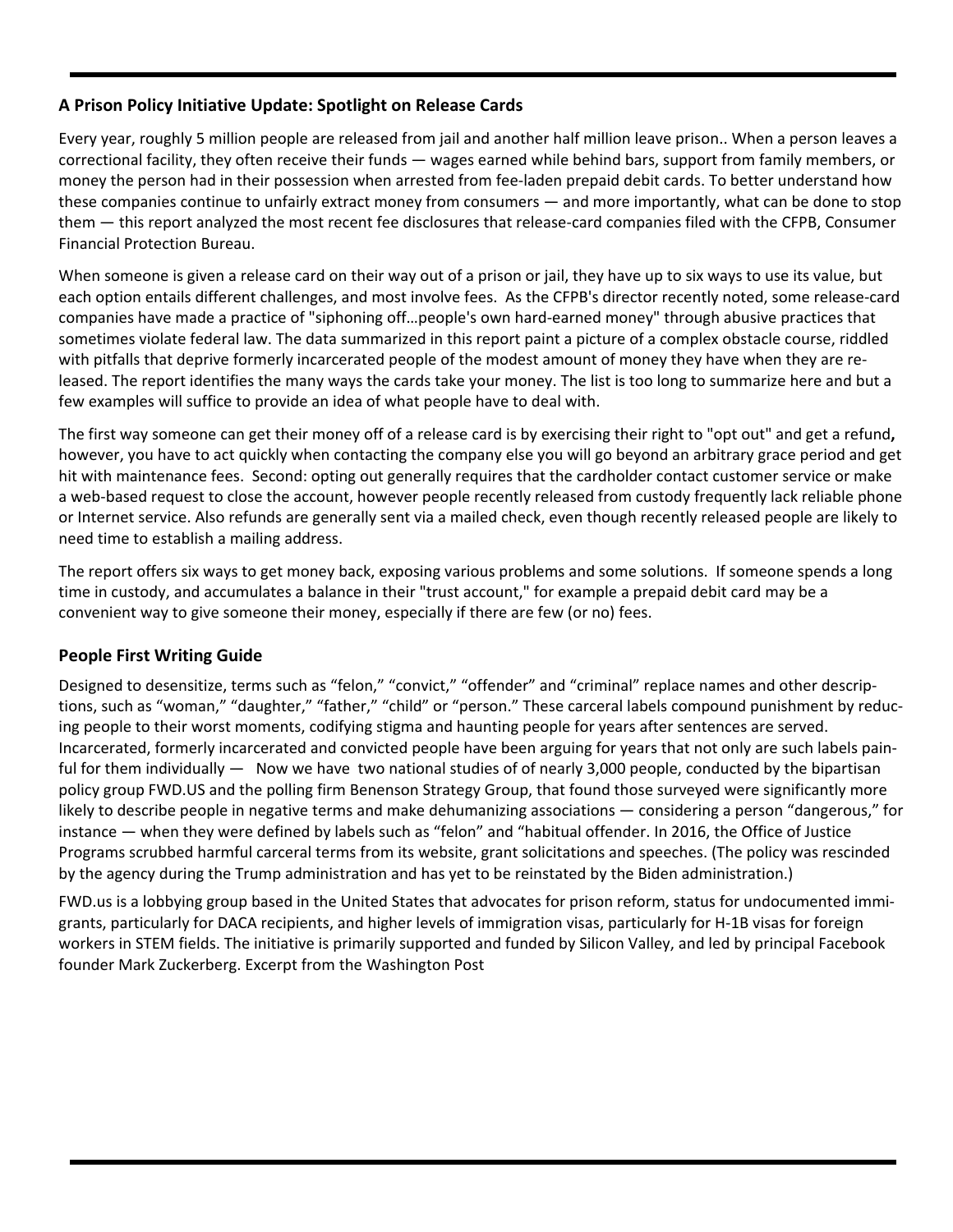### A Prison Policy Initiative Update: Spotlight on Release Cards

Every year, roughly 5 million people are released from jail and another half million leave prison.. When a person leaves a correctional facility, they often receive their funds — wages earned while behind bars, support from family members, or money the person had in their possession when arrested from fee-laden prepaid debit cards. To better understand how these companies continue to unfairly extract money from consumers — and more importantly, what can be done to stop them — this report analyzed the most recent fee disclosures that release-card companies filed with the CFPB, Consumer Financial Protection Bureau.

When someone is given a release card on their way out of a prison or jail, they have up to six ways to use its value, but each option entails different challenges, and most involve fees. As the CFPB's director recently noted, some release-card companies have made a practice of "siphoning off…people's own hard-earned money" through abusive practices that sometimes violate federal law. The data summarized in this report paint a picture of a complex obstacle course, riddled with pitfalls that deprive formerly incarcerated people of the modest amount of money they have when they are released. The report identifies the many ways the cards take your money. The list is too long to summarize here and but a few examples will suffice to provide an idea of what people have to deal with.

The first way someone can get their money off of a release card is by exercising their right to "opt out" and get a refund**,** however, you have to act quickly when contacting the company else you will go beyond an arbitrary grace period and get hit with maintenance fees. Second: opting out generally requires that the cardholder contact customer service or make a web-based request to close the account, however people recently released from custody frequently lack reliable phone or Internet service. Also refunds are generally sent via a mailed check, even though recently released people are likely to need time to establish a mailing address.

The report offers six ways to get money back, exposing various problems and some solutions. If someone spends a long time in custody, and accumulates a balance in their "trust account," for example a prepaid debit card may be a convenient way to give someone their money, especially if there are few (or no) fees.

### People First Writing Guide

Designed to desensitize, terms such as "felon," "convict," "offender" and "criminal" replace names and other descriptions, such as "woman," "daughter," "father," "child" or "person." These carceral labels compound punishment by reducing people to their worst moments, codifying stigma and haunting people for years after sentences are served. Incarcerated, formerly incarcerated and convicted people have been arguing for years that not only are such labels painful for them individually — Now we have two national studies of of nearly 3,000 people, conducted by the bipartisan policy group FWD.US and the polling firm Benenson Strategy Group, that found those surveyed were significantly more likely to describe people in negative terms and make dehumanizing associations — considering a person "dangerous," for instance — when they were defined by labels such as "felon" and "habitual offender. In 2016, the Office of Justice Programs scrubbed harmful carceral terms from its website, grant solicitations and speeches. (The policy was rescinded by the agency during the Trump administration and has yet to be reinstated by the Biden administration.)

FWD.us is a lobbying group based in the United States that advocates for prison reform, status for undocumented immigrants, particularly for DACA recipients, and higher levels of immigration visas, particularly for H-1B visas for foreign workers in STEM fields. The initiative is primarily supported and funded by Silicon Valley, and led by principal Facebook founder Mark Zuckerberg. Excerpt from the Washington Post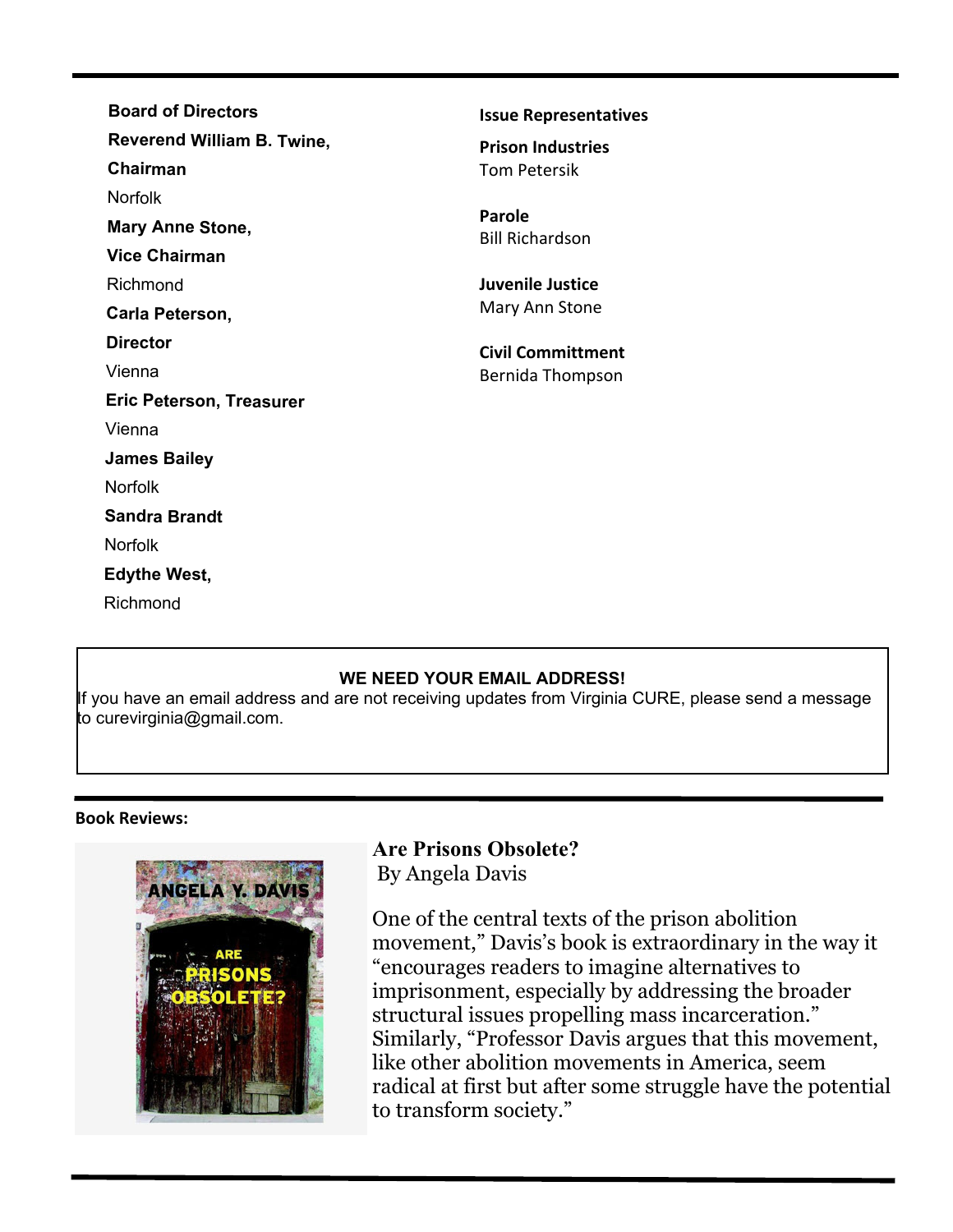**Board of Directors**

**Reverend William B. Twine, Chairman**
Norfolk

**Mary Anne Stone, Vice Chairman**
Richmond

**Carla Peterson, Director**
Vienna

**Eric Peterson, Treasurer**
Vienna

**James Bailey**
Norfolk

**Sandra Brandt**
Norfolk

**Edythe West,**
Richmond

**Issue Representatives**

**Prison Industries**
Tom Petersik

**Parole**
Bill Richardson

**Juvenile Justice**
Mary Ann Stone

**Civil Committment**
Bernida Thompson

**WE NEED YOUR EMAIL ADDRESS!**

If you have an email address and are not receiving updates from Virginia CURE, please send a message to curevirginia@gmail.com.

**Book Reviews:**

**Are Prisons Obsolete?**
By Angela Davis

One of the central texts of the prison abolition movement," Davis's book is extraordinary in the way it "encourages readers to imagine alternatives to imprisonment, especially by addressing the broader structural issues propelling mass incarceration." Similarly, "Professor Davis argues that this movement, like other abolition movements in America, seem radical at first but after some struggle have the potential to transform society."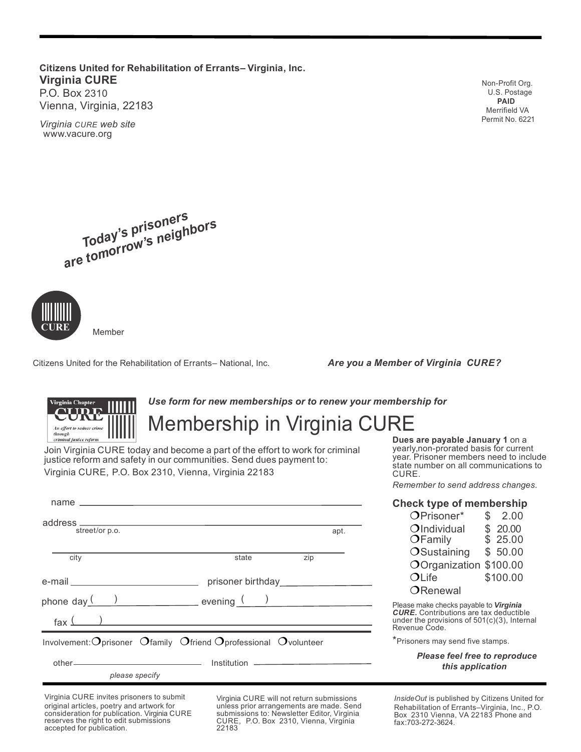**Citizens United for Rehabilitation of Errants– Virginia, Inc.**
**Virginia CURE**
P.O. Box 2310
Vienna, Virginia, 22183

*Virginia CURE web site*
www.vacure.org

Non-Profit Org.
U.S. Postage
**PAID**
Merrifield VA
Permit No. 6221

***Today's prisoners are tomorrow's neighbors***

CURE Member

Citizens United for the Rehabilitation of Errants– National, Inc.

***Are you a Member of Virginia CURE?***

Virginia Chapter CURE — An effort to reduce crime through criminal justice reform

***Use form for new memberships or to renew your membership for***

# Membership in Virginia CURE

Join Virginia CURE today and become a part of the effort to work for criminal justice reform and safety in our communities. Send dues payment to:
Virginia CURE, P.O. Box 2310, Vienna, Virginia 22183

**Dues are payable January 1** on a yearly,non-prorated basis for current year. Prisoner members need to include state number on all communications to CURE.

*Remember to send address changes.*

name ____________________

address ____________________
street/or p.o. apt.

____________________
city state zip

e-mail ____________________ prisoner birthday ____________________

phone day (   ) ____________________ evening (   ) ____________________

fax (   ) ____________________

Involvement: ❍prisoner ❍family ❍friend ❍professional ❍volunteer

other ____________________ Institution ____________________
*please specify*

### Check type of membership

| | |
|---|---|
| ❍Prisoner* | $ 2.00 |
| ❍Individual | $ 20.00 |
| ❍Family | $ 25.00 |
| ❍Sustaining | $ 50.00 |
| ❍Organization | $100.00 |
| ❍Life | $100.00 |
| ❍Renewal | |

Please make checks payable to ***Virginia CURE.*** Contributions are tax deductible under the provisions of 501(c)(3), Internal Revenue Code.

*Prisoners may send five stamps.

***Please feel free to reproduce this application***

Virginia CURE invites prisoners to submit original articles, poetry and artwork for consideration for publication. Virginia CURE reserves the right to edit submissions accepted for publication.

Virginia CURE will not return submissions unless prior arrangements are made. Send submissions to: Newsletter Editor, Virginia CURE, P.O. Box 2310, Vienna, Virginia 22183

*InsideOut* is published by Citizens United for Rehabilitation of Errants–Virginia, Inc., P.O. Box 2310 Vienna, VA 22183 Phone and fax:703-272-3624.